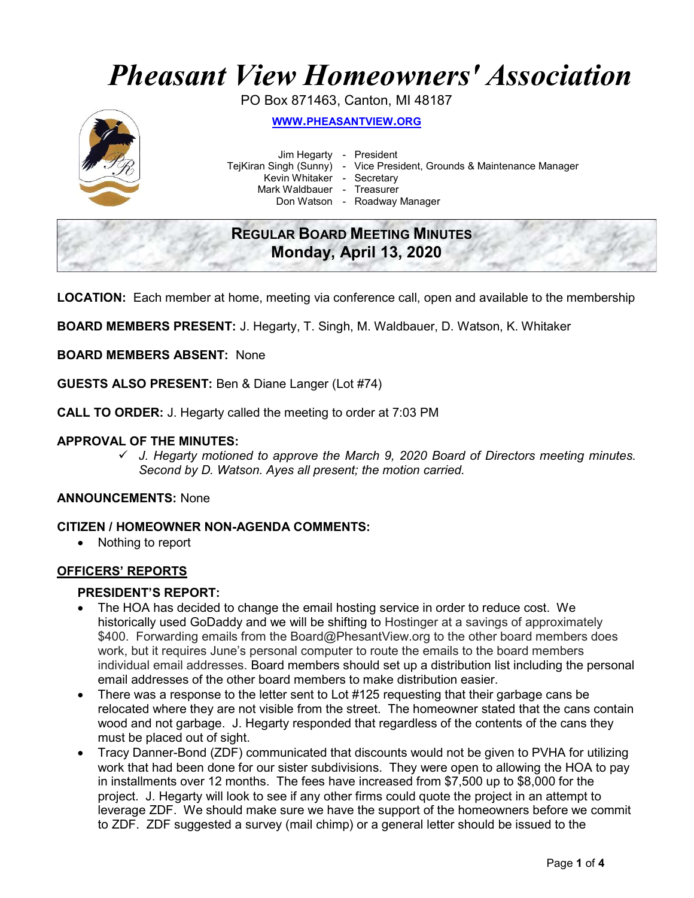# *Pheasant View Homeowners' Association*

PO Box 871463, Canton, MI 48187

**WWW.PHEASANTVIEW.ORG**

Jim Hegarty - President
TejKiran Singh (Sunny) - Vice President, Grounds & Maintenance Manager
Kevin Whitaker - Secretary
Mark Waldbauer - Treasurer
Don Watson - Roadway Manager

## REGULAR BOARD MEETING MINUTES
## Monday, April 13, 2020

**LOCATION:** Each member at home, meeting via conference call, open and available to the membership

**BOARD MEMBERS PRESENT:** J. Hegarty, T. Singh, M. Waldbauer, D. Watson, K. Whitaker

**BOARD MEMBERS ABSENT:** None

**GUESTS ALSO PRESENT:** Ben & Diane Langer (Lot #74)

**CALL TO ORDER:** J. Hegarty called the meeting to order at 7:03 PM

**APPROVAL OF THE MINUTES:**

✓ *J. Hegarty motioned to approve the March 9, 2020 Board of Directors meeting minutes. Second by D. Watson. Ayes all present; the motion carried.*

**ANNOUNCEMENTS:** None

**CITIZEN / HOMEOWNER NON-AGENDA COMMENTS:**

- Nothing to report

**OFFICERS' REPORTS**

**PRESIDENT'S REPORT:**

- The HOA has decided to change the email hosting service in order to reduce cost. We historically used GoDaddy and we will be shifting to Hostinger at a savings of approximately $400. Forwarding emails from the Board@PhesantView.org to the other board members does work, but it requires June's personal computer to route the emails to the board members individual email addresses. Board members should set up a distribution list including the personal email addresses of the other board members to make distribution easier.
- There was a response to the letter sent to Lot #125 requesting that their garbage cans be relocated where they are not visible from the street. The homeowner stated that the cans contain wood and not garbage. J. Hegarty responded that regardless of the contents of the cans they must be placed out of sight.
- Tracy Danner-Bond (ZDF) communicated that discounts would not be given to PVHA for utilizing work that had been done for our sister subdivisions. They were open to allowing the HOA to pay in installments over 12 months. The fees have increased from $7,500 up to $8,000 for the project. J. Hegarty will look to see if any other firms could quote the project in an attempt to leverage ZDF. We should make sure we have the support of the homeowners before we commit to ZDF. ZDF suggested a survey (mail chimp) or a general letter should be issued to the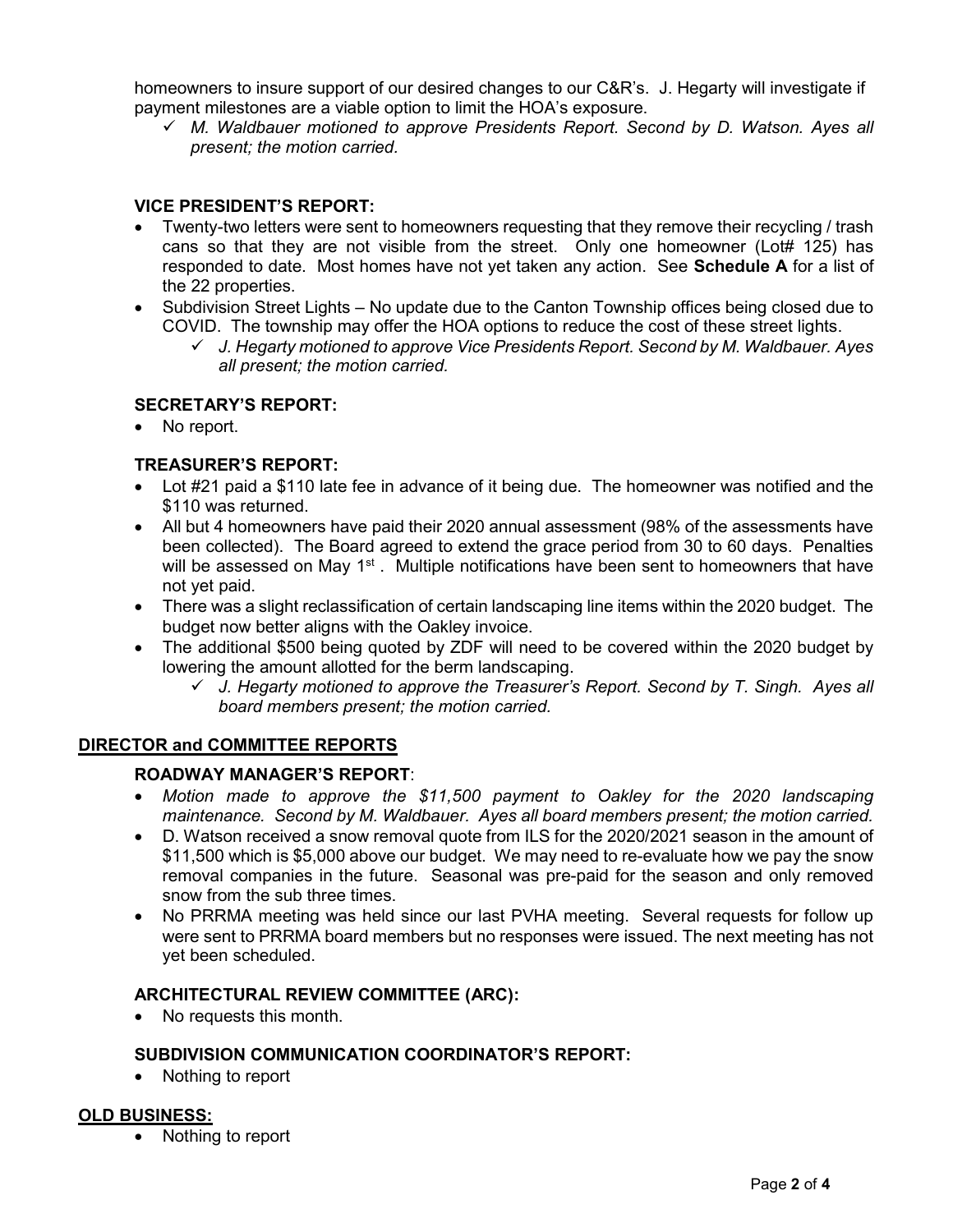homeowners to insure support of our desired changes to our C&R's. J. Hegarty will investigate if payment milestones are a viable option to limit the HOA's exposure.

- ✓ *M. Waldbauer motioned to approve Presidents Report. Second by D. Watson. Ayes all present; the motion carried.*

### VICE PRESIDENT'S REPORT:

- Twenty-two letters were sent to homeowners requesting that they remove their recycling / trash cans so that they are not visible from the street. Only one homeowner (Lot# 125) has responded to date. Most homes have not yet taken any action. See **Schedule A** for a list of the 22 properties.
- Subdivision Street Lights – No update due to the Canton Township offices being closed due to COVID. The township may offer the HOA options to reduce the cost of these street lights.
  - ✓ *J. Hegarty motioned to approve Vice Presidents Report. Second by M. Waldbauer. Ayes all present; the motion carried.*

### SECRETARY'S REPORT:

- No report.

### TREASURER'S REPORT:

- Lot #21 paid a $110 late fee in advance of it being due. The homeowner was notified and the $110 was returned.
- All but 4 homeowners have paid their 2020 annual assessment (98% of the assessments have been collected). The Board agreed to extend the grace period from 30 to 60 days. Penalties will be assessed on May 1st . Multiple notifications have been sent to homeowners that have not yet paid.
- There was a slight reclassification of certain landscaping line items within the 2020 budget. The budget now better aligns with the Oakley invoice.
- The additional $500 being quoted by ZDF will need to be covered within the 2020 budget by lowering the amount allotted for the berm landscaping.
  - ✓ *J. Hegarty motioned to approve the Treasurer's Report. Second by T. Singh. Ayes all board members present; the motion carried.*

## DIRECTOR and COMMITTEE REPORTS

### ROADWAY MANAGER'S REPORT:

- *Motion made to approve the $11,500 payment to Oakley for the 2020 landscaping maintenance. Second by M. Waldbauer. Ayes all board members present; the motion carried.*
- D. Watson received a snow removal quote from ILS for the 2020/2021 season in the amount of $11,500 which is $5,000 above our budget. We may need to re-evaluate how we pay the snow removal companies in the future. Seasonal was pre-paid for the season and only removed snow from the sub three times.
- No PRRMA meeting was held since our last PVHA meeting. Several requests for follow up were sent to PRRMA board members but no responses were issued. The next meeting has not yet been scheduled.

### ARCHITECTURAL REVIEW COMMITTEE (ARC):

- No requests this month.

### SUBDIVISION COMMUNICATION COORDINATOR'S REPORT:

- Nothing to report

## OLD BUSINESS:

- Nothing to report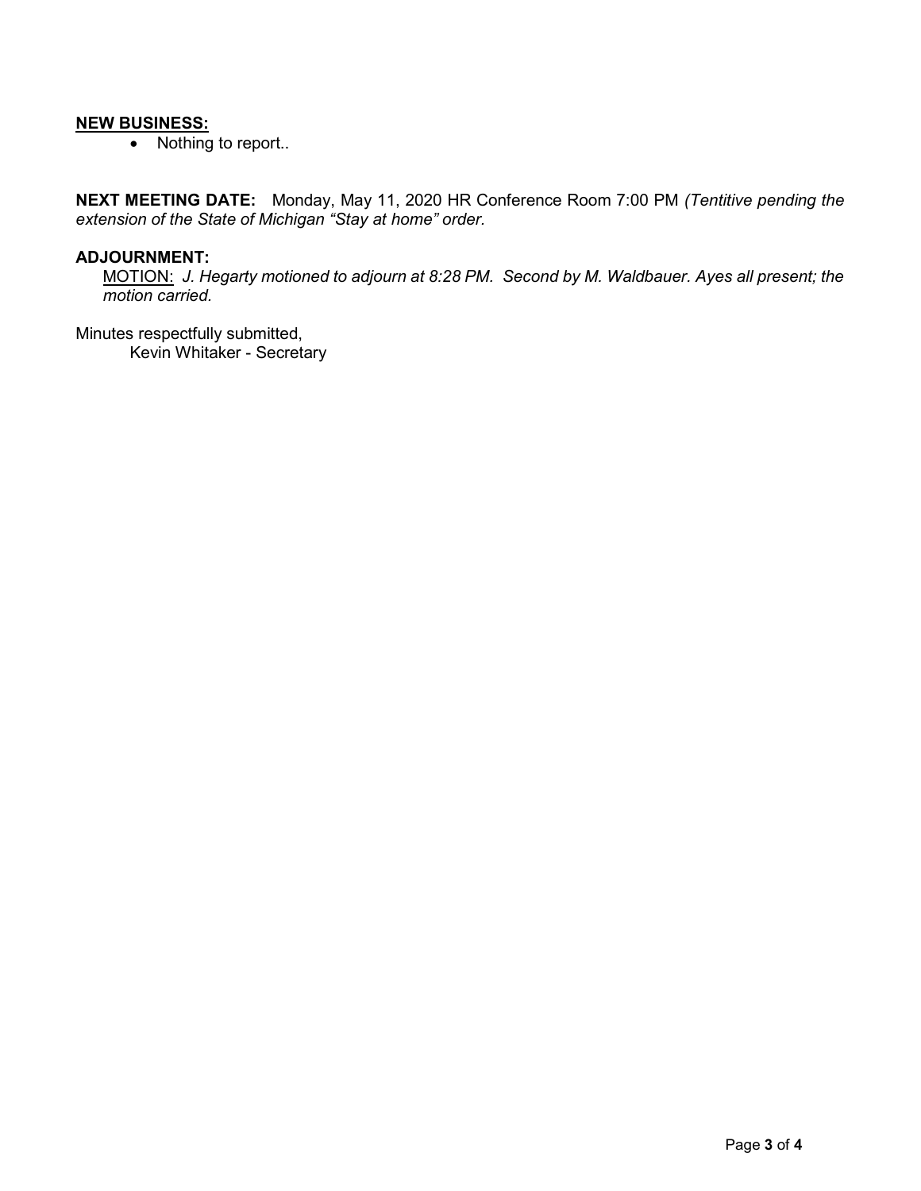**<u>NEW BUSINESS:</u>**

- Nothing to report..

**NEXT MEETING DATE:** Monday, May 11, 2020 HR Conference Room 7:00 PM *(Tentitive pending the extension of the State of Michigan "Stay at home" order.*

**ADJOURNMENT:**

<u>MOTION:</u> *J. Hegarty motioned to adjourn at 8:28 PM. Second by M. Waldbauer. Ayes all present; the motion carried.*

Minutes respectfully submitted,
Kevin Whitaker - Secretary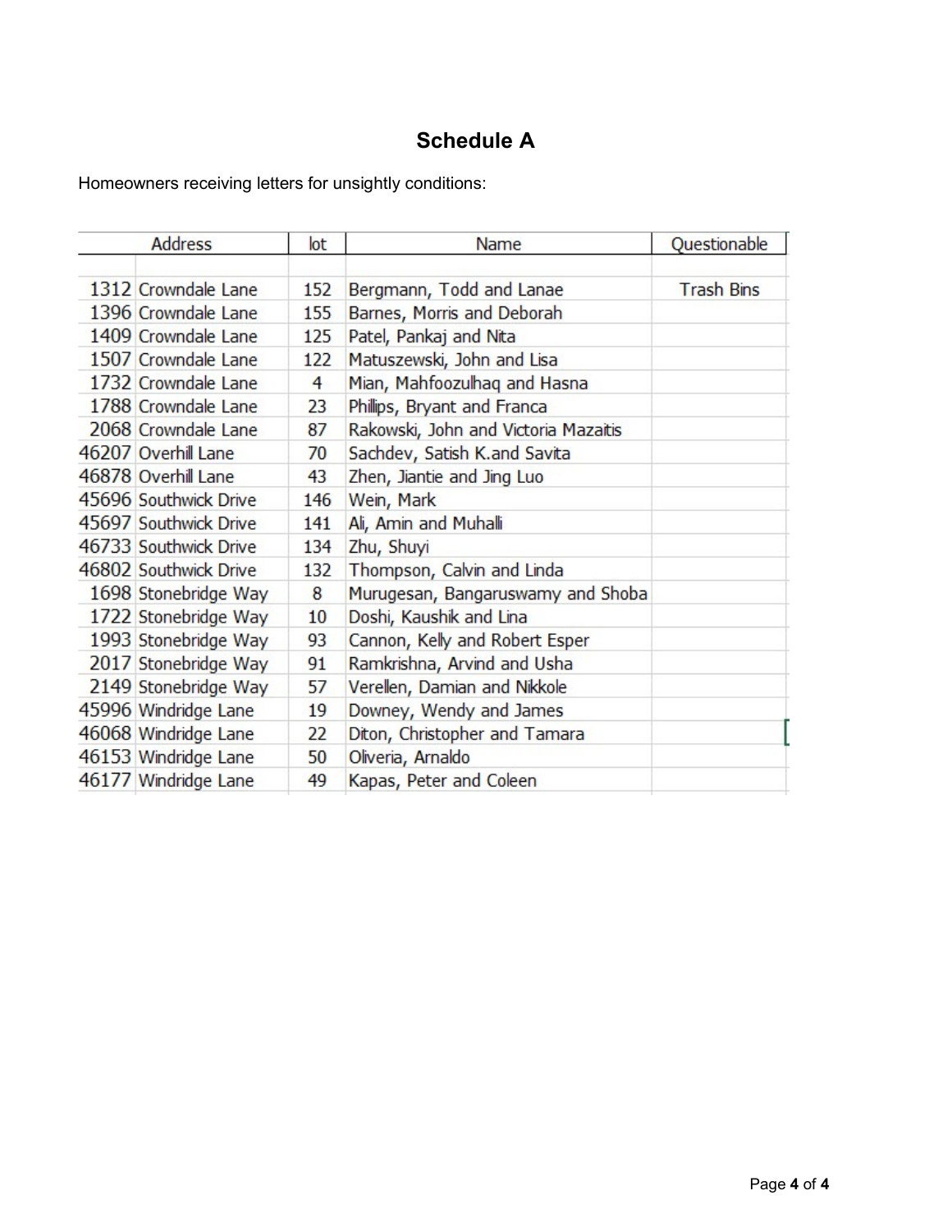## Schedule A

Homeowners receiving letters for unsightly conditions:

| Address | | lot | Name | Questionable |
|---|---|---|---|---|
| 1312 | Crowndale Lane | 152 | Bergmann, Todd and Lanae | Trash Bins |
| 1396 | Crowndale Lane | 155 | Barnes, Morris and Deborah | |
| 1409 | Crowndale Lane | 125 | Patel, Pankaj and Nita | |
| 1507 | Crowndale Lane | 122 | Matuszewski, John and Lisa | |
| 1732 | Crowndale Lane | 4 | Mian, Mahfoozulhaq and Hasna | |
| 1788 | Crowndale Lane | 23 | Phillips, Bryant and Franca | |
| 2068 | Crowndale Lane | 87 | Rakowski, John and Victoria Mazaitis | |
| 46207 | Overhill Lane | 70 | Sachdev, Satish K.and Savita | |
| 46878 | Overhill Lane | 43 | Zhen, Jiantie and Jing Luo | |
| 45696 | Southwick Drive | 146 | Wein, Mark | |
| 45697 | Southwick Drive | 141 | Ali, Amin and Muhalli | |
| 46733 | Southwick Drive | 134 | Zhu, Shuyi | |
| 46802 | Southwick Drive | 132 | Thompson, Calvin and Linda | |
| 1698 | Stonebridge Way | 8 | Murugesan, Bangaruswamy and Shoba | |
| 1722 | Stonebridge Way | 10 | Doshi, Kaushik and Lina | |
| 1993 | Stonebridge Way | 93 | Cannon, Kelly and Robert Esper | |
| 2017 | Stonebridge Way | 91 | Ramkrishna, Arvind and Usha | |
| 2149 | Stonebridge Way | 57 | Verellen, Damian and Nikkole | |
| 45996 | Windridge Lane | 19 | Downey, Wendy and James | |
| 46068 | Windridge Lane | 22 | Diton, Christopher and Tamara | |
| 46153 | Windridge Lane | 50 | Oliveria, Arnaldo | |
| 46177 | Windridge Lane | 49 | Kapas, Peter and Coleen | |